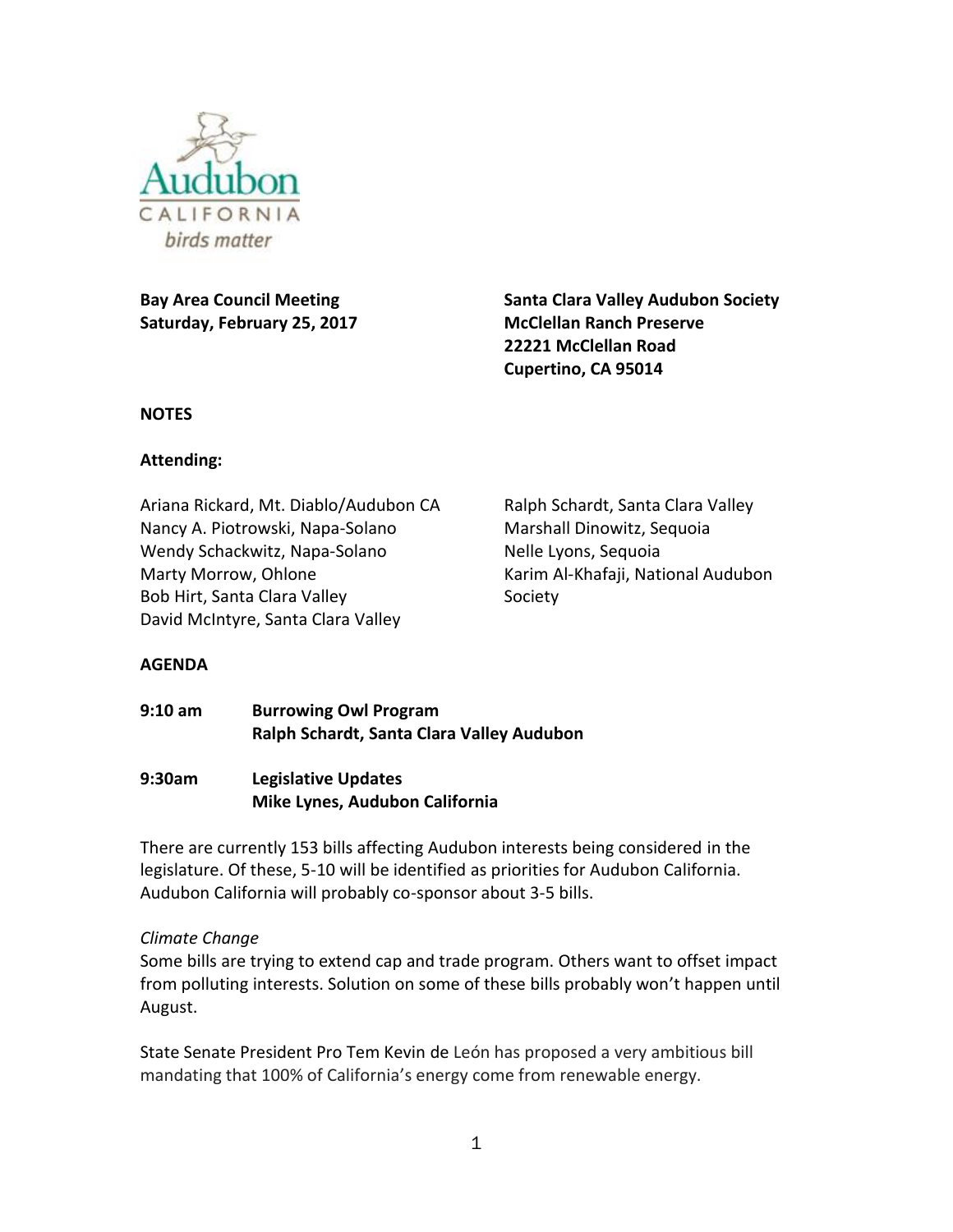Audubon CALIFORNIA birds matter

**Bay Area Council Meeting**
**Saturday, February 25, 2017**

**Santa Clara Valley Audubon Society**
**McClellan Ranch Preserve**
**22221 McClellan Road**
**Cupertino, CA 95014**

**NOTES**

**Attending:**

Ariana Rickard, Mt. Diablo/Audubon CA
Nancy A. Piotrowski, Napa-Solano
Wendy Schackwitz, Napa-Solano
Marty Morrow, Ohlone
Bob Hirt, Santa Clara Valley
David McIntyre, Santa Clara Valley
Ralph Schardt, Santa Clara Valley
Marshall Dinowitz, Sequoia
Nelle Lyons, Sequoia
Karim Al-Khafaji, National Audubon Society

**AGENDA**

**9:10 am Burrowing Owl Program**
**Ralph Schardt, Santa Clara Valley Audubon**

**9:30am Legislative Updates**
**Mike Lynes, Audubon California**

There are currently 153 bills affecting Audubon interests being considered in the legislature. Of these, 5-10 will be identified as priorities for Audubon California. Audubon California will probably co-sponsor about 3-5 bills.

*Climate Change*
Some bills are trying to extend cap and trade program. Others want to offset impact from polluting interests. Solution on some of these bills probably won't happen until August.

State Senate President Pro Tem Kevin de León has proposed a very ambitious bill mandating that 100% of California's energy come from renewable energy.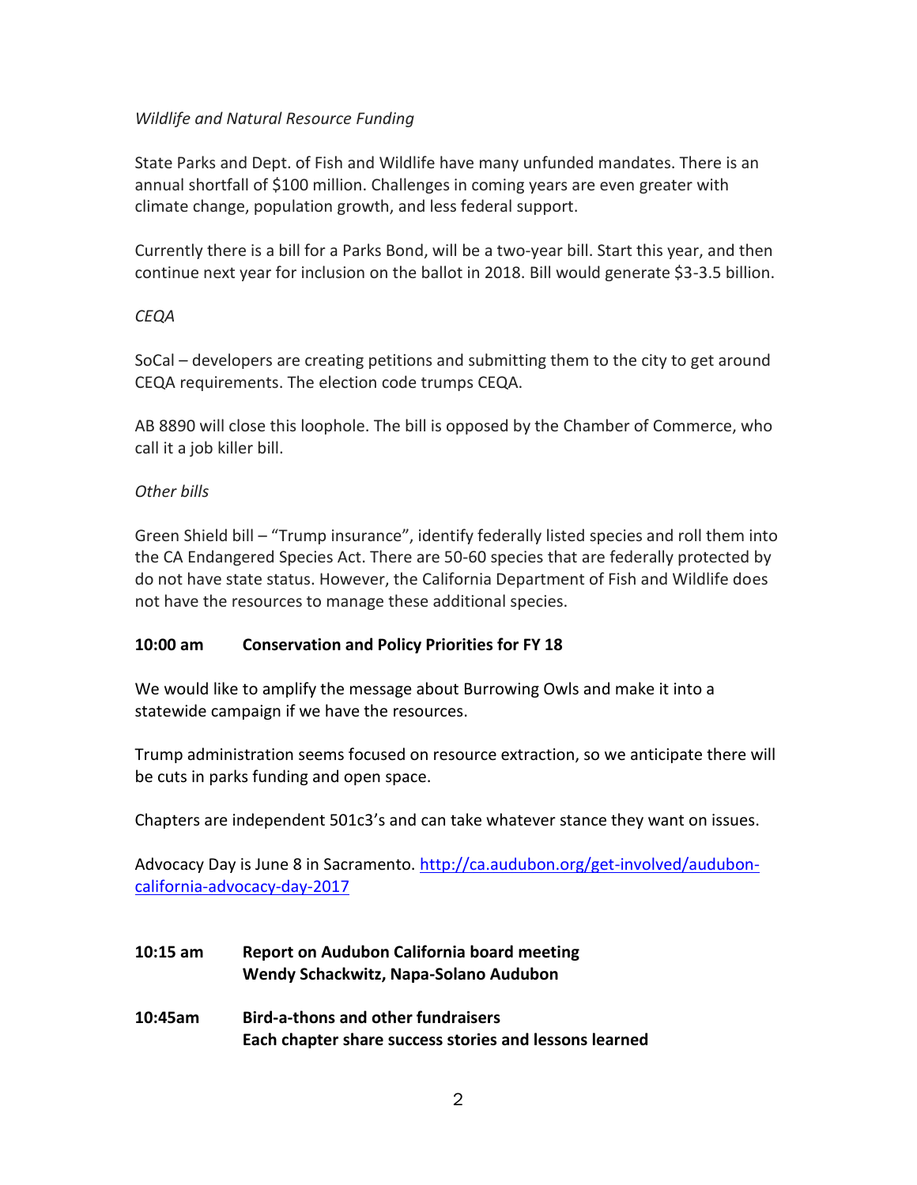*Wildlife and Natural Resource Funding*

State Parks and Dept. of Fish and Wildlife have many unfunded mandates. There is an annual shortfall of $100 million. Challenges in coming years are even greater with climate change, population growth, and less federal support.

Currently there is a bill for a Parks Bond, will be a two-year bill. Start this year, and then continue next year for inclusion on the ballot in 2018. Bill would generate $3-3.5 billion.

*CEQA*

SoCal – developers are creating petitions and submitting them to the city to get around CEQA requirements. The election code trumps CEQA.

AB 8890 will close this loophole. The bill is opposed by the Chamber of Commerce, who call it a job killer bill.

*Other bills*

Green Shield bill – "Trump insurance", identify federally listed species and roll them into the CA Endangered Species Act. There are 50-60 species that are federally protected by do not have state status. However, the California Department of Fish and Wildlife does not have the resources to manage these additional species.

**10:00 am Conservation and Policy Priorities for FY 18**

We would like to amplify the message about Burrowing Owls and make it into a statewide campaign if we have the resources.

Trump administration seems focused on resource extraction, so we anticipate there will be cuts in parks funding and open space.

Chapters are independent 501c3's and can take whatever stance they want on issues.

Advocacy Day is June 8 in Sacramento. [http://ca.audubon.org/get-involved/audubon-california-advocacy-day-2017](http://ca.audubon.org/get-involved/audubon-california-advocacy-day-2017)

**10:15 am Report on Audubon California board meeting**
**Wendy Schackwitz, Napa-Solano Audubon**

**10:45am Bird-a-thons and other fundraisers**
**Each chapter share success stories and lessons learned**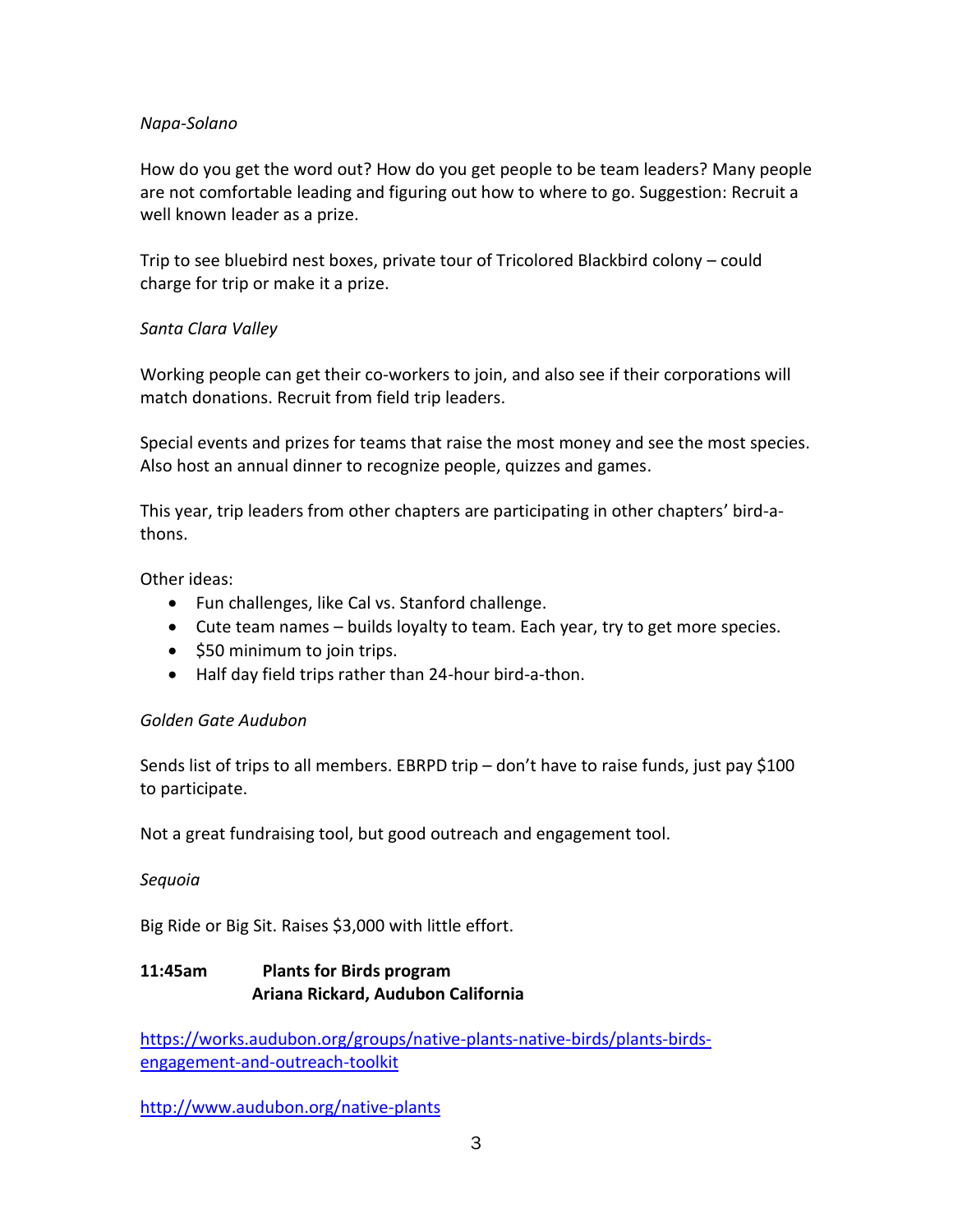*Napa-Solano*

How do you get the word out? How do you get people to be team leaders? Many people are not comfortable leading and figuring out how to where to go. Suggestion: Recruit a well known leader as a prize.

Trip to see bluebird nest boxes, private tour of Tricolored Blackbird colony – could charge for trip or make it a prize.

*Santa Clara Valley*

Working people can get their co-workers to join, and also see if their corporations will match donations. Recruit from field trip leaders.

Special events and prizes for teams that raise the most money and see the most species. Also host an annual dinner to recognize people, quizzes and games.

This year, trip leaders from other chapters are participating in other chapters' bird-a-thons.

Other ideas:

- Fun challenges, like Cal vs. Stanford challenge.
- Cute team names – builds loyalty to team. Each year, try to get more species.
- $50 minimum to join trips.
- Half day field trips rather than 24-hour bird-a-thon.

*Golden Gate Audubon*

Sends list of trips to all members. EBRPD trip – don't have to raise funds, just pay $100 to participate.

Not a great fundraising tool, but good outreach and engagement tool.

*Sequoia*

Big Ride or Big Sit. Raises $3,000 with little effort.

**11:45am Plants for Birds program**
**Ariana Rickard, Audubon California**

https://works.audubon.org/groups/native-plants-native-birds/plants-birds-engagement-and-outreach-toolkit

http://www.audubon.org/native-plants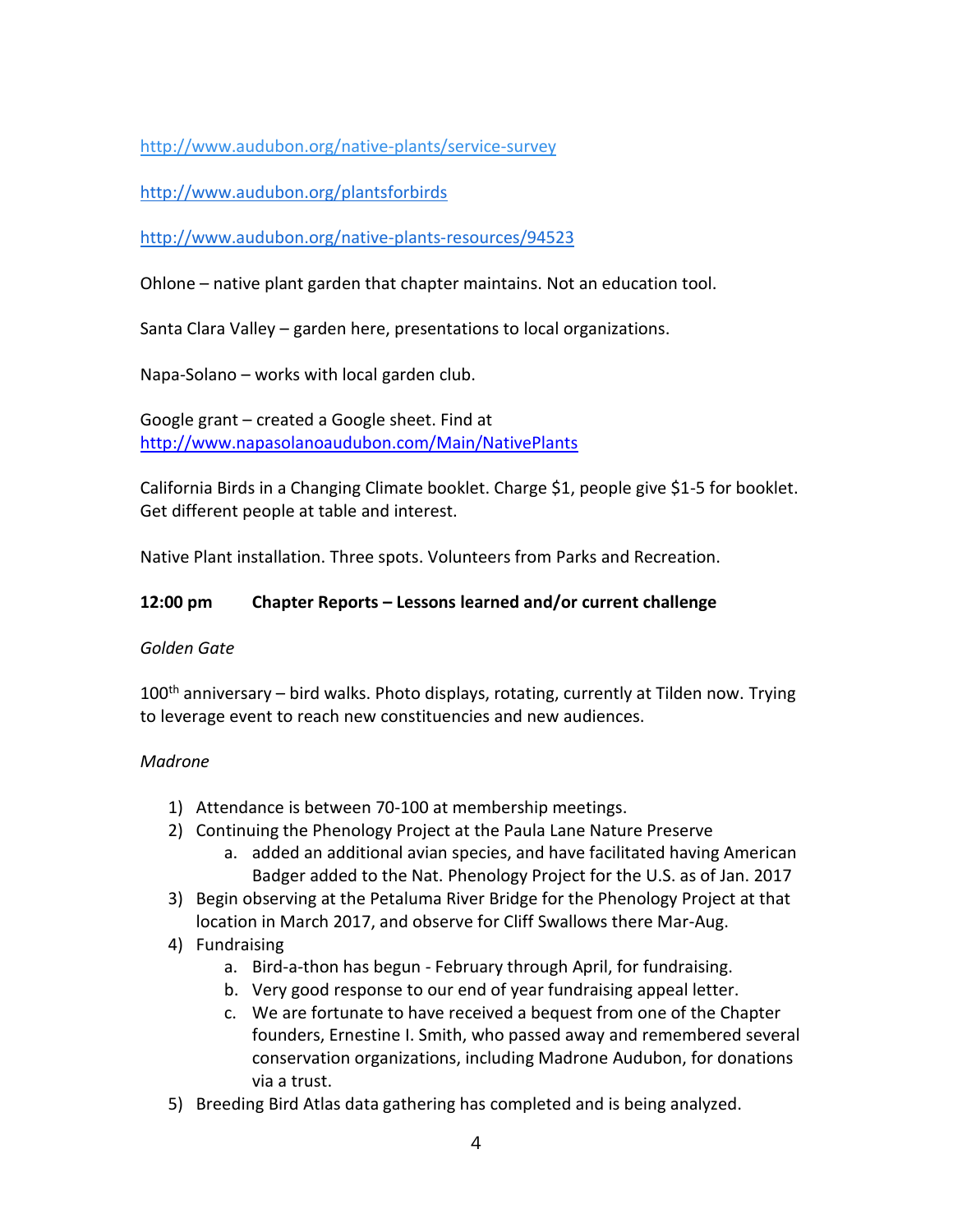http://www.audubon.org/native-plants/service-survey

http://www.audubon.org/plantsforbirds

http://www.audubon.org/native-plants-resources/94523

Ohlone – native plant garden that chapter maintains. Not an education tool.

Santa Clara Valley – garden here, presentations to local organizations.

Napa-Solano – works with local garden club.

Google grant – created a Google sheet. Find at http://www.napasolanoaudubon.com/Main/NativePlants

California Birds in a Changing Climate booklet. Charge $1, people give $1-5 for booklet. Get different people at table and interest.

Native Plant installation. Three spots. Volunteers from Parks and Recreation.

**12:00 pm  Chapter Reports – Lessons learned and/or current challenge**

*Golden Gate*

100th anniversary – bird walks. Photo displays, rotating, currently at Tilden now. Trying to leverage event to reach new constituencies and new audiences.

*Madrone*

1) Attendance is between 70-100 at membership meetings.
2) Continuing the Phenology Project at the Paula Lane Nature Preserve
   a. added an additional avian species, and have facilitated having American Badger added to the Nat. Phenology Project for the U.S. as of Jan. 2017
3) Begin observing at the Petaluma River Bridge for the Phenology Project at that location in March 2017, and observe for Cliff Swallows there Mar-Aug.
4) Fundraising
   a. Bird-a-thon has begun - February through April, for fundraising.
   b. Very good response to our end of year fundraising appeal letter.
   c. We are fortunate to have received a bequest from one of the Chapter founders, Ernestine I. Smith, who passed away and remembered several conservation organizations, including Madrone Audubon, for donations via a trust.
5) Breeding Bird Atlas data gathering has completed and is being analyzed.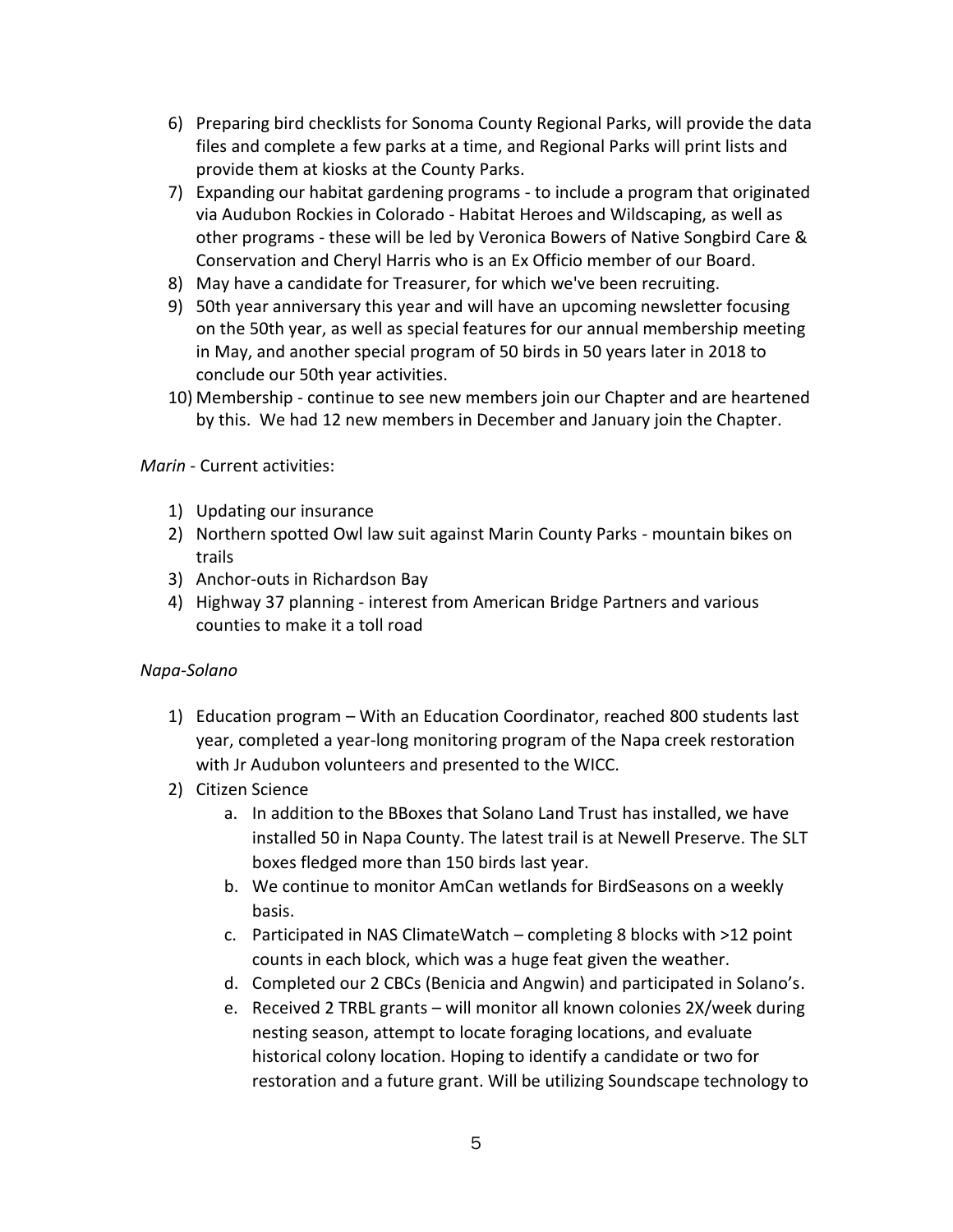6) Preparing bird checklists for Sonoma County Regional Parks, will provide the data files and complete a few parks at a time, and Regional Parks will print lists and provide them at kiosks at the County Parks.
7) Expanding our habitat gardening programs - to include a program that originated via Audubon Rockies in Colorado - Habitat Heroes and Wildscaping, as well as other programs - these will be led by Veronica Bowers of Native Songbird Care & Conservation and Cheryl Harris who is an Ex Officio member of our Board.
8) May have a candidate for Treasurer, for which we've been recruiting.
9) 50th year anniversary this year and will have an upcoming newsletter focusing on the 50th year, as well as special features for our annual membership meeting in May, and another special program of 50 birds in 50 years later in 2018 to conclude our 50th year activities.
10) Membership - continue to see new members join our Chapter and are heartened by this. We had 12 new members in December and January join the Chapter.

*Marin* - Current activities:

1) Updating our insurance
2) Northern spotted Owl law suit against Marin County Parks - mountain bikes on trails
3) Anchor-outs in Richardson Bay
4) Highway 37 planning - interest from American Bridge Partners and various counties to make it a toll road

*Napa-Solano*

1) Education program – With an Education Coordinator, reached 800 students last year, completed a year-long monitoring program of the Napa creek restoration with Jr Audubon volunteers and presented to the WICC.
2) Citizen Science
   a. In addition to the BBoxes that Solano Land Trust has installed, we have installed 50 in Napa County. The latest trail is at Newell Preserve. The SLT boxes fledged more than 150 birds last year.
   b. We continue to monitor AmCan wetlands for BirdSeasons on a weekly basis.
   c. Participated in NAS ClimateWatch – completing 8 blocks with >12 point counts in each block, which was a huge feat given the weather.
   d. Completed our 2 CBCs (Benicia and Angwin) and participated in Solano's.
   e. Received 2 TRBL grants – will monitor all known colonies 2X/week during nesting season, attempt to locate foraging locations, and evaluate historical colony location. Hoping to identify a candidate or two for restoration and a future grant. Will be utilizing Soundscape technology to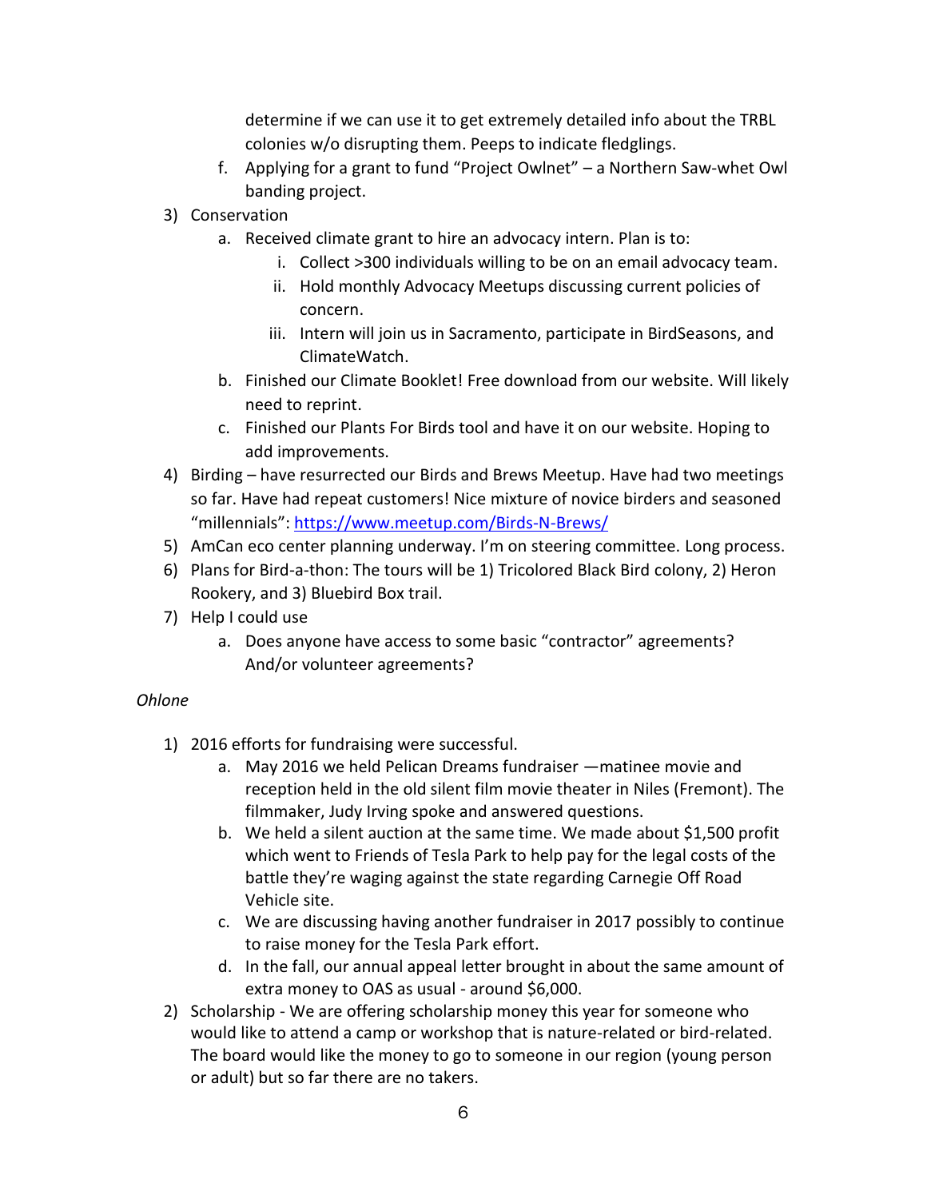determine if we can use it to get extremely detailed info about the TRBL colonies w/o disrupting them. Peeps to indicate fledglings.

   f. Applying for a grant to fund "Project Owlnet" – a Northern Saw-whet Owl banding project.

3) Conservation
   a. Received climate grant to hire an advocacy intern. Plan is to:
      i. Collect >300 individuals willing to be on an email advocacy team.
      ii. Hold monthly Advocacy Meetups discussing current policies of concern.
      iii. Intern will join us in Sacramento, participate in BirdSeasons, and ClimateWatch.
   b. Finished our Climate Booklet! Free download from our website. Will likely need to reprint.
   c. Finished our Plants For Birds tool and have it on our website. Hoping to add improvements.
4) Birding – have resurrected our Birds and Brews Meetup. Have had two meetings so far. Have had repeat customers! Nice mixture of novice birders and seasoned "millennials": https://www.meetup.com/Birds-N-Brews/
5) AmCan eco center planning underway. I'm on steering committee. Long process.
6) Plans for Bird-a-thon: The tours will be 1) Tricolored Black Bird colony, 2) Heron Rookery, and 3) Bluebird Box trail.
7) Help I could use
   a. Does anyone have access to some basic "contractor" agreements? And/or volunteer agreements?

*Ohlone*

1) 2016 efforts for fundraising were successful.
   a. May 2016 we held Pelican Dreams fundraiser —matinee movie and reception held in the old silent film movie theater in Niles (Fremont). The filmmaker, Judy Irving spoke and answered questions.
   b. We held a silent auction at the same time. We made about $1,500 profit which went to Friends of Tesla Park to help pay for the legal costs of the battle they're waging against the state regarding Carnegie Off Road Vehicle site.
   c. We are discussing having another fundraiser in 2017 possibly to continue to raise money for the Tesla Park effort.
   d. In the fall, our annual appeal letter brought in about the same amount of extra money to OAS as usual - around $6,000.
2) Scholarship - We are offering scholarship money this year for someone who would like to attend a camp or workshop that is nature-related or bird-related. The board would like the money to go to someone in our region (young person or adult) but so far there are no takers.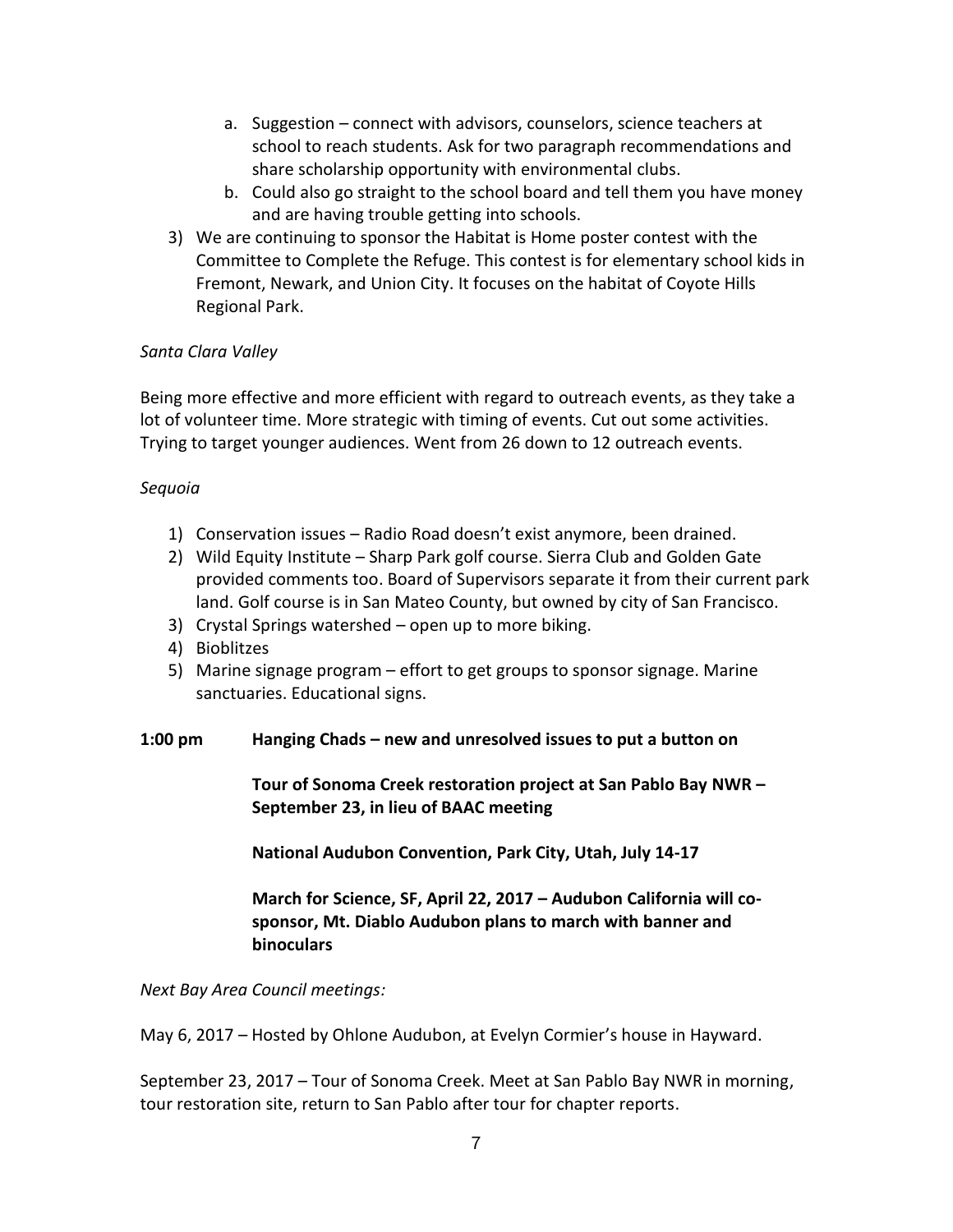a. Suggestion – connect with advisors, counselors, science teachers at school to reach students. Ask for two paragraph recommendations and share scholarship opportunity with environmental clubs.
   b. Could also go straight to the school board and tell them you have money and are having trouble getting into schools.
3) We are continuing to sponsor the Habitat is Home poster contest with the Committee to Complete the Refuge. This contest is for elementary school kids in Fremont, Newark, and Union City. It focuses on the habitat of Coyote Hills Regional Park.

*Santa Clara Valley*

Being more effective and more efficient with regard to outreach events, as they take a lot of volunteer time. More strategic with timing of events. Cut out some activities. Trying to target younger audiences. Went from 26 down to 12 outreach events.

*Sequoia*

1) Conservation issues – Radio Road doesn't exist anymore, been drained.
2) Wild Equity Institute – Sharp Park golf course. Sierra Club and Golden Gate provided comments too. Board of Supervisors separate it from their current park land. Golf course is in San Mateo County, but owned by city of San Francisco.
3) Crystal Springs watershed – open up to more biking.
4) Bioblitzes
5) Marine signage program – effort to get groups to sponsor signage. Marine sanctuaries. Educational signs.

**1:00 pm Hanging Chads – new and unresolved issues to put a button on**

**Tour of Sonoma Creek restoration project at San Pablo Bay NWR – September 23, in lieu of BAAC meeting**

**National Audubon Convention, Park City, Utah, July 14-17**

**March for Science, SF, April 22, 2017 – Audubon California will co-sponsor, Mt. Diablo Audubon plans to march with banner and binoculars**

*Next Bay Area Council meetings:*

May 6, 2017 – Hosted by Ohlone Audubon, at Evelyn Cormier's house in Hayward.

September 23, 2017 – Tour of Sonoma Creek. Meet at San Pablo Bay NWR in morning, tour restoration site, return to San Pablo after tour for chapter reports.